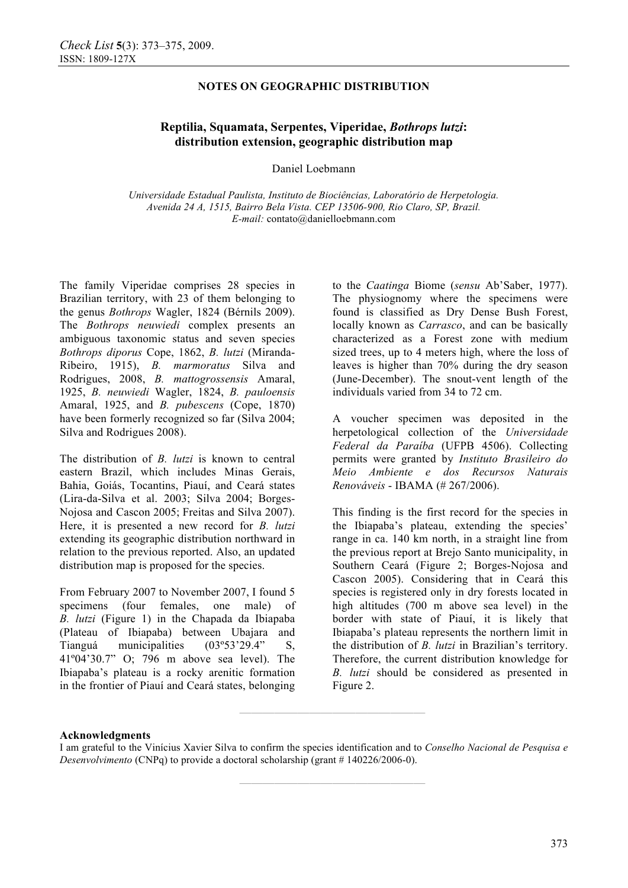NOTES ON GEOGRAPHIC DISTRIBUTION

# Reptilia, Squamata, Serpentes, Viperidae, *Bothrops lutzi*: distribution extension, geographic distribution map

Daniel Loebmann

*Universidade Estadual Paulista, Instituto de Biociências, Laboratório de Herpetologia. Avenida 24 A, 1515, Bairro Bela Vista. CEP 13506-900, Rio Claro, SP, Brazil.*
*E-mail:* contato@danielloebmann.com

The family Viperidae comprises 28 species in Brazilian territory, with 23 of them belonging to the genus *Bothrops* Wagler, 1824 (Bérnils 2009). The *Bothrops neuwiedi* complex presents an ambiguous taxonomic status and seven species *Bothrops diporus* Cope, 1862, *B. lutzi* (Miranda-Ribeiro, 1915), *B. marmoratus* Silva and Rodrigues, 2008, *B. mattogrossensis* Amaral, 1925, *B. neuwiedi* Wagler, 1824, *B. pauloensis* Amaral, 1925, and *B. pubescens* (Cope, 1870) have been formerly recognized so far (Silva 2004; Silva and Rodrigues 2008).

The distribution of *B. lutzi* is known to central eastern Brazil, which includes Minas Gerais, Bahia, Goiás, Tocantins, Piauí, and Ceará states (Lira-da-Silva et al. 2003; Silva 2004; Borges-Nojosa and Cascon 2005; Freitas and Silva 2007). Here, it is presented a new record for *B. lutzi* extending its geographic distribution northward in relation to the previous reported. Also, an updated distribution map is proposed for the species.

From February 2007 to November 2007, I found 5 specimens (four females, one male) of *B. lutzi* (Figure 1) in the Chapada da Ibiapaba (Plateau of Ibiapaba) between Ubajara and Tianguá municipalities (03º53'29.4" S, 41º04'30.7" O; 796 m above sea level). The Ibiapaba's plateau is a rocky arenitic formation in the frontier of Piauí and Ceará states, belonging to the *Caatinga* Biome (*sensu* Ab'Saber, 1977). The physiognomy where the specimens were found is classified as Dry Dense Bush Forest, locally known as *Carrasco*, and can be basically characterized as a Forest zone with medium sized trees, up to 4 meters high, where the loss of leaves is higher than 70% during the dry season (June-December). The snout-vent length of the individuals varied from 34 to 72 cm.

A voucher specimen was deposited in the herpetological collection of the *Universidade Federal da Paraíba* (UFPB 4506). Collecting permits were granted by *Instituto Brasileiro do Meio Ambiente e dos Recursos Naturais Renováveis* - IBAMA (# 267/2006).

This finding is the first record for the species in the Ibiapaba's plateau, extending the species' range in ca. 140 km north, in a straight line from the previous report at Brejo Santo municipality, in Southern Ceará (Figure 2; Borges-Nojosa and Cascon 2005). Considering that in Ceará this species is registered only in dry forests located in high altitudes (700 m above sea level) in the border with state of Piauí, it is likely that Ibiapaba's plateau represents the northern limit in the distribution of *B. lutzi* in Brazilian's territory. Therefore, the current distribution knowledge for *B. lutzi* should be considered as presented in Figure 2.

---

**Acknowledgments**

I am grateful to the Vinícius Xavier Silva to confirm the species identification and to *Conselho Nacional de Pesquisa e Desenvolvimento* (CNPq) to provide a doctoral scholarship (grant # 140226/2006-0).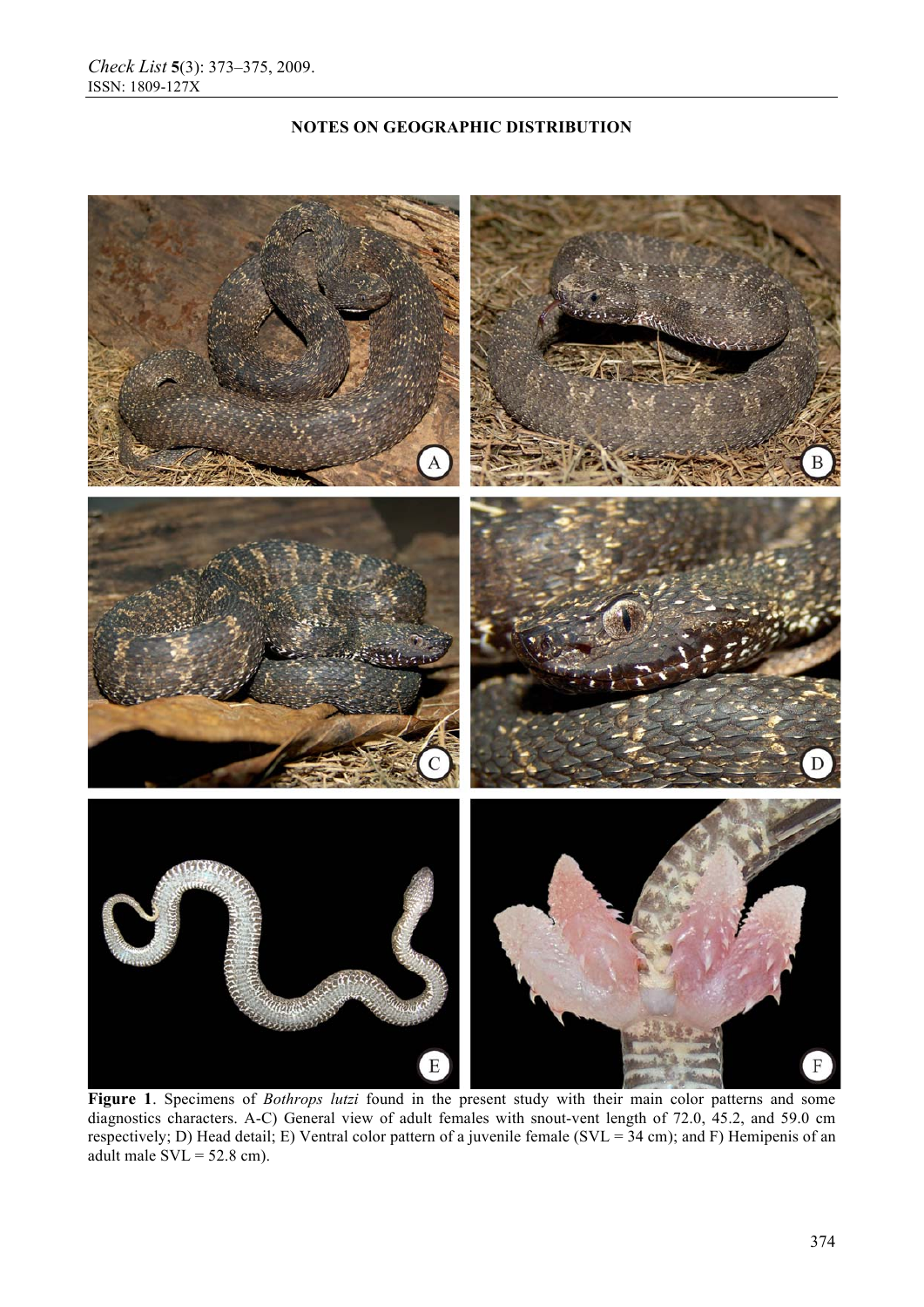Figure 1. Specimens of *Bothrops lutzi* found in the present study with their main color patterns and some diagnostics characters. A-C) General view of adult females with snout-vent length of 72.0, 45.2, and 59.0 cm respectively; D) Head detail; E) Ventral color pattern of a juvenile female (SVL = 34 cm); and F) Hemipenis of an adult male SVL = 52.8 cm).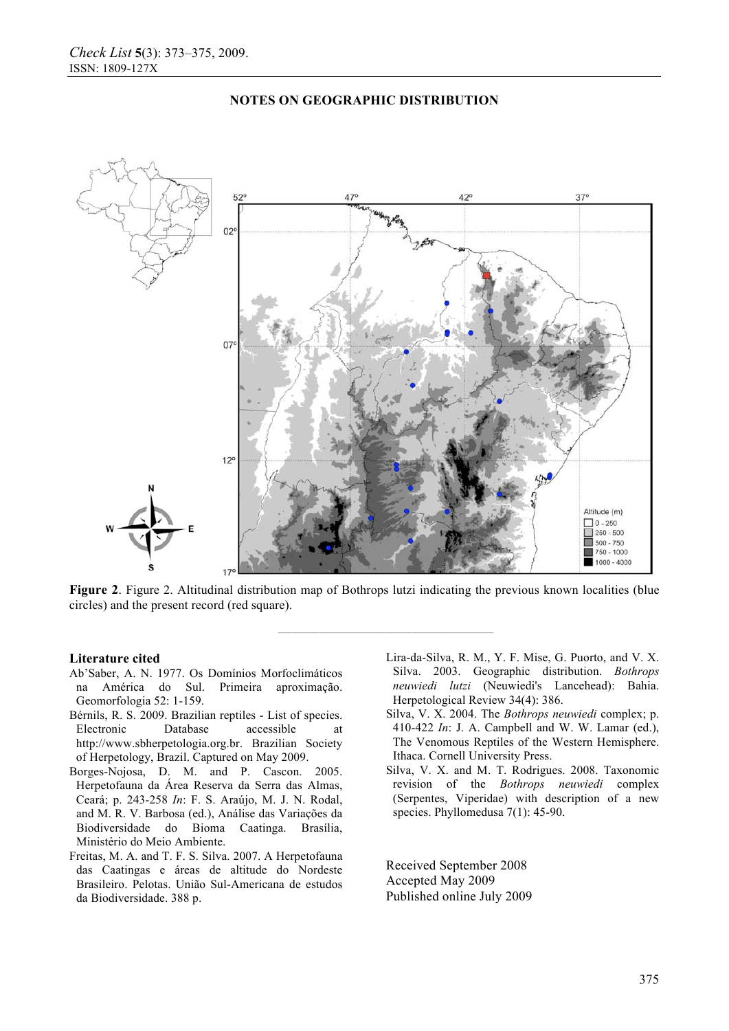NOTES ON GEOGRAPHIC DISTRIBUTION

52°
47°
42°
37°
02°
07°
12°
17°
N
W
E
S
Altitude (m)
0 - 250
250 - 500
500 - 750
750 - 1000
1000 - 4000

**Figure 2**. Figure 2. Altitudinal distribution map of Bothrops lutzi indicating the previous known localities (blue circles) and the present record (red square).

## Literature cited

Ab'Saber, A. N. 1977. Os Domínios Morfoclimáticos na América do Sul. Primeira aproximação. Geomorfologia 52: 1-159.

Bérnils, R. S. 2009. Brazilian reptiles - List of species. Electronic Database accessible at http://www.sbherpetologia.org.br. Brazilian Society of Herpetology, Brazil. Captured on May 2009.

Borges-Nojosa, D. M. and P. Cascon. 2005. Herpetofauna da Área Reserva da Serra das Almas, Ceará; p. 243-258 *In*: F. S. Araújo, M. J. N. Rodal, and M. R. V. Barbosa (ed.), Análise das Variações da Biodiversidade do Bioma Caatinga. Brasília, Ministério do Meio Ambiente.

Freitas, M. A. and T. F. S. Silva. 2007. A Herpetofauna das Caatingas e áreas de altitude do Nordeste Brasileiro. Pelotas. União Sul-Americana de estudos da Biodiversidade. 388 p.

Lira-da-Silva, R. M., Y. F. Mise, G. Puorto, and V. X. Silva. 2003. Geographic distribution. *Bothrops neuwiedi lutzi* (Neuwiedi's Lancehead): Bahia. Herpetological Review 34(4): 386.

Silva, V. X. 2004. The *Bothrops neuwiedi* complex; p. 410-422 *In*: J. A. Campbell and W. W. Lamar (ed.), The Venomous Reptiles of the Western Hemisphere. Ithaca. Cornell University Press.

Silva, V. X. and M. T. Rodrigues. 2008. Taxonomic revision of the *Bothrops neuwiedi* complex (Serpentes, Viperidae) with description of a new species. Phyllomedusa 7(1): 45-90.

Received September 2008
Accepted May 2009
Published online July 2009